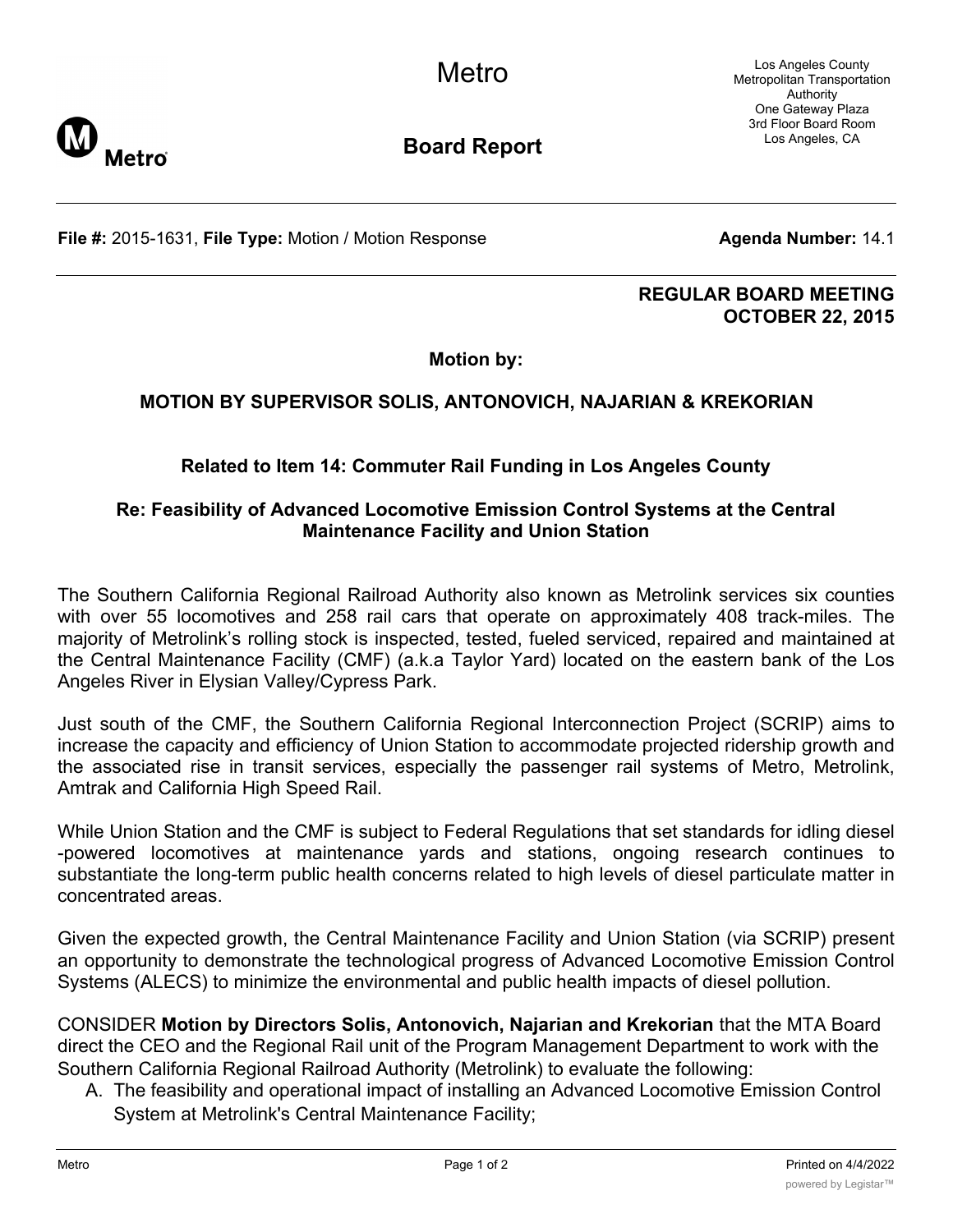Metro

Los Angeles County Metropolitan Transportation Authority
One Gateway Plaza
3rd Floor Board Room
Los Angeles, CA

**Board Report**

**File #:** 2015-1631, **File Type:** Motion / Motion Response **Agenda Number:** 14.1

**REGULAR BOARD MEETING**
**OCTOBER 22, 2015**

**Motion by:**

**MOTION BY SUPERVISOR SOLIS, ANTONOVICH, NAJARIAN & KREKORIAN**

**Related to Item 14: Commuter Rail Funding in Los Angeles County**

**Re: Feasibility of Advanced Locomotive Emission Control Systems at the Central Maintenance Facility and Union Station**

The Southern California Regional Railroad Authority also known as Metrolink services six counties with over 55 locomotives and 258 rail cars that operate on approximately 408 track-miles. The majority of Metrolink's rolling stock is inspected, tested, fueled serviced, repaired and maintained at the Central Maintenance Facility (CMF) (a.k.a Taylor Yard) located on the eastern bank of the Los Angeles River in Elysian Valley/Cypress Park.

Just south of the CMF, the Southern California Regional Interconnection Project (SCRIP) aims to increase the capacity and efficiency of Union Station to accommodate projected ridership growth and the associated rise in transit services, especially the passenger rail systems of Metro, Metrolink, Amtrak and California High Speed Rail.

While Union Station and the CMF is subject to Federal Regulations that set standards for idling diesel -powered locomotives at maintenance yards and stations, ongoing research continues to substantiate the long-term public health concerns related to high levels of diesel particulate matter in concentrated areas.

Given the expected growth, the Central Maintenance Facility and Union Station (via SCRIP) present an opportunity to demonstrate the technological progress of Advanced Locomotive Emission Control Systems (ALECS) to minimize the environmental and public health impacts of diesel pollution.

CONSIDER **Motion by Directors Solis, Antonovich, Najarian and Krekorian** that the MTA Board direct the CEO and the Regional Rail unit of the Program Management Department to work with the Southern California Regional Railroad Authority (Metrolink) to evaluate the following:

A. The feasibility and operational impact of installing an Advanced Locomotive Emission Control System at Metrolink's Central Maintenance Facility;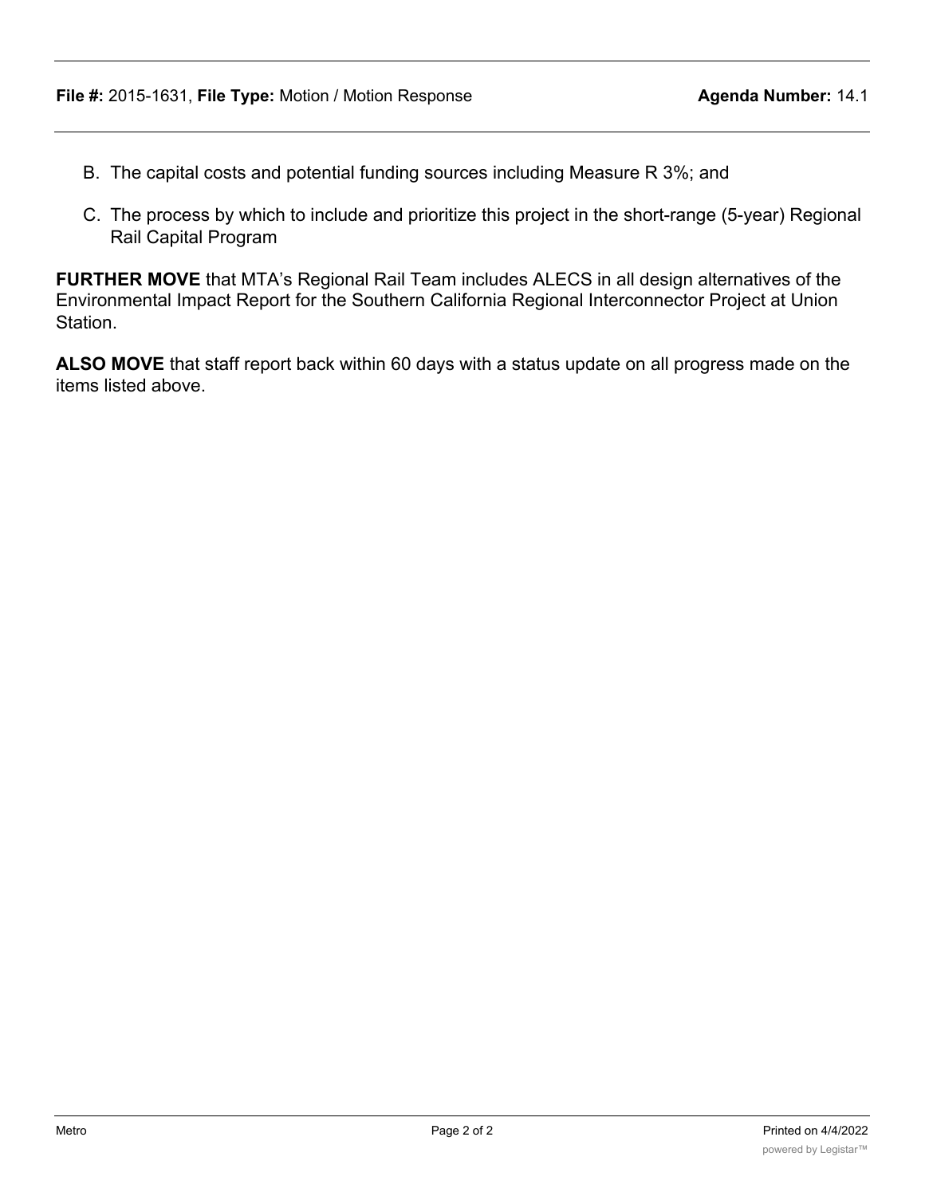B. The capital costs and potential funding sources including Measure R 3%; and

C. The process by which to include and prioritize this project in the short-range (5-year) Regional Rail Capital Program

**FURTHER MOVE** that MTA's Regional Rail Team includes ALECS in all design alternatives of the Environmental Impact Report for the Southern California Regional Interconnector Project at Union Station.

**ALSO MOVE** that staff report back within 60 days with a status update on all progress made on the items listed above.